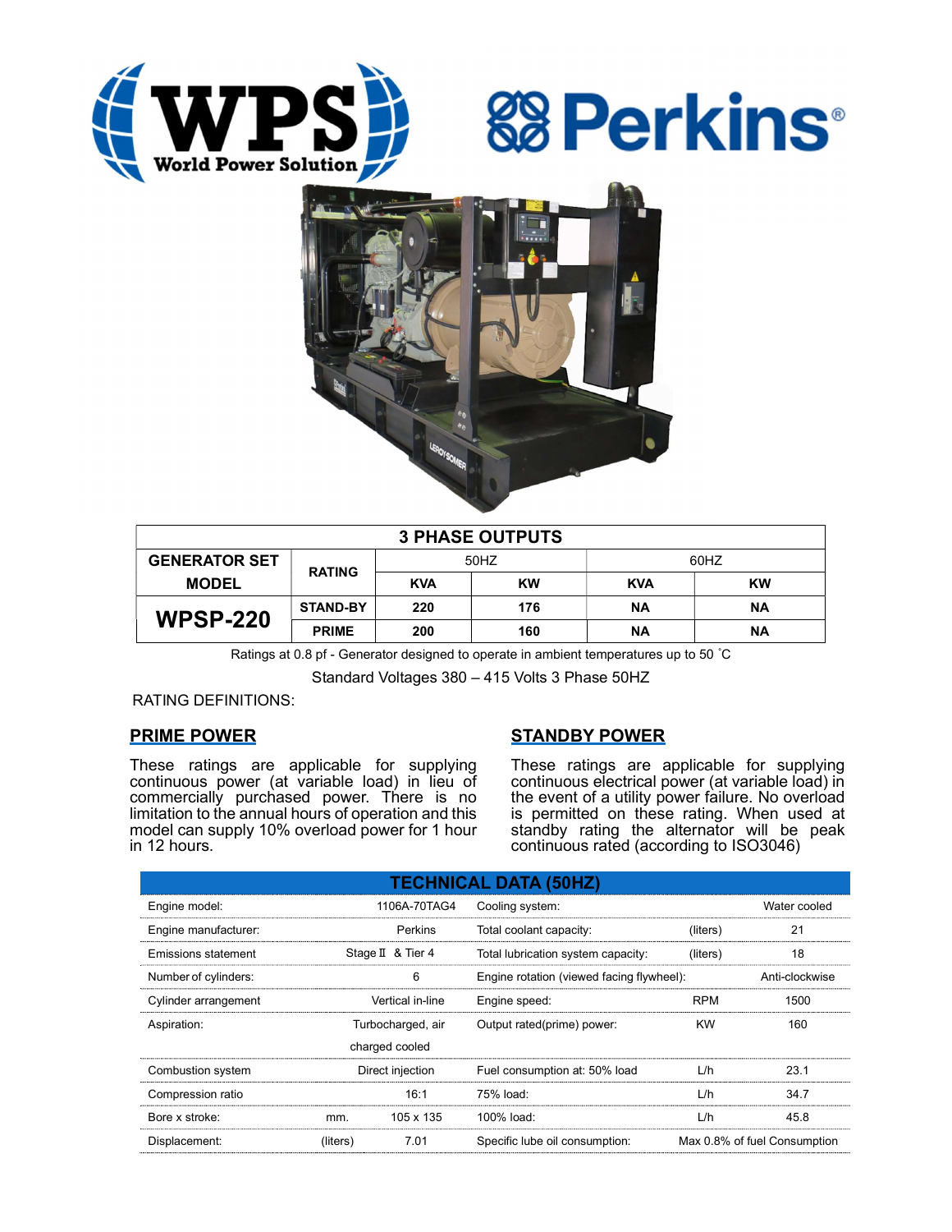WPS World Power Solution

Perkins®

## 3 PHASE OUTPUTS

| GENERATOR SET MODEL | RATING | 50HZ | | 60HZ | |
|---|---|---|---|---|---|
| | | KVA | KW | KVA | KW |
| **WPSP-220** | STAND-BY | 220 | 176 | NA | NA |
| | PRIME | 200 | 160 | NA | NA |

Ratings at 0.8 pf - Generator designed to operate in ambient temperatures up to 50 ˚C

Standard Voltages 380 – 415 Volts 3 Phase 50HZ

RATING DEFINITIONS:

## PRIME POWER

These ratings are applicable for supplying continuous power (at variable load) in lieu of commercially purchased power. There is no limitation to the annual hours of operation and this model can supply 10% overload power for 1 hour in 12 hours.

## STANDBY POWER

These ratings are applicable for supplying continuous electrical power (at variable load) in the event of a utility power failure. No overload is permitted on these rating. When used at standby rating the alternator will be peak continuous rated (according to ISO3046)

## TECHNICAL DATA (50HZ)

| | | | | | |
|---|---|---|---|---|---|
| Engine model: | | 1106A-70TAG4 | Cooling system: | | Water cooled |
| Engine manufacturer: | | Perkins | Total coolant capacity: | (liters) | 21 |
| Emissions statement | | Stage Ⅱ & Tier 4 | Total lubrication system capacity: | (liters) | 18 |
| Number of cylinders: | | 6 | Engine rotation (viewed facing flywheel): | | Anti-clockwise |
| Cylinder arrangement | | Vertical in-line | Engine speed: | RPM | 1500 |
| Aspiration: | | Turbocharged, air charged cooled | Output rated(prime) power: | KW | 160 |
| Combustion system | | Direct injection | Fuel consumption at: 50% load | L/h | 23.1 |
| Compression ratio | | 16:1 | 75% load: | L/h | 34.7 |
| Bore x stroke: | mm. | 105 x 135 | 100% load: | L/h | 45.8 |
| Displacement: | (liters) | 7.01 | Specific lube oil consumption: | | Max 0.8% of fuel Consumption |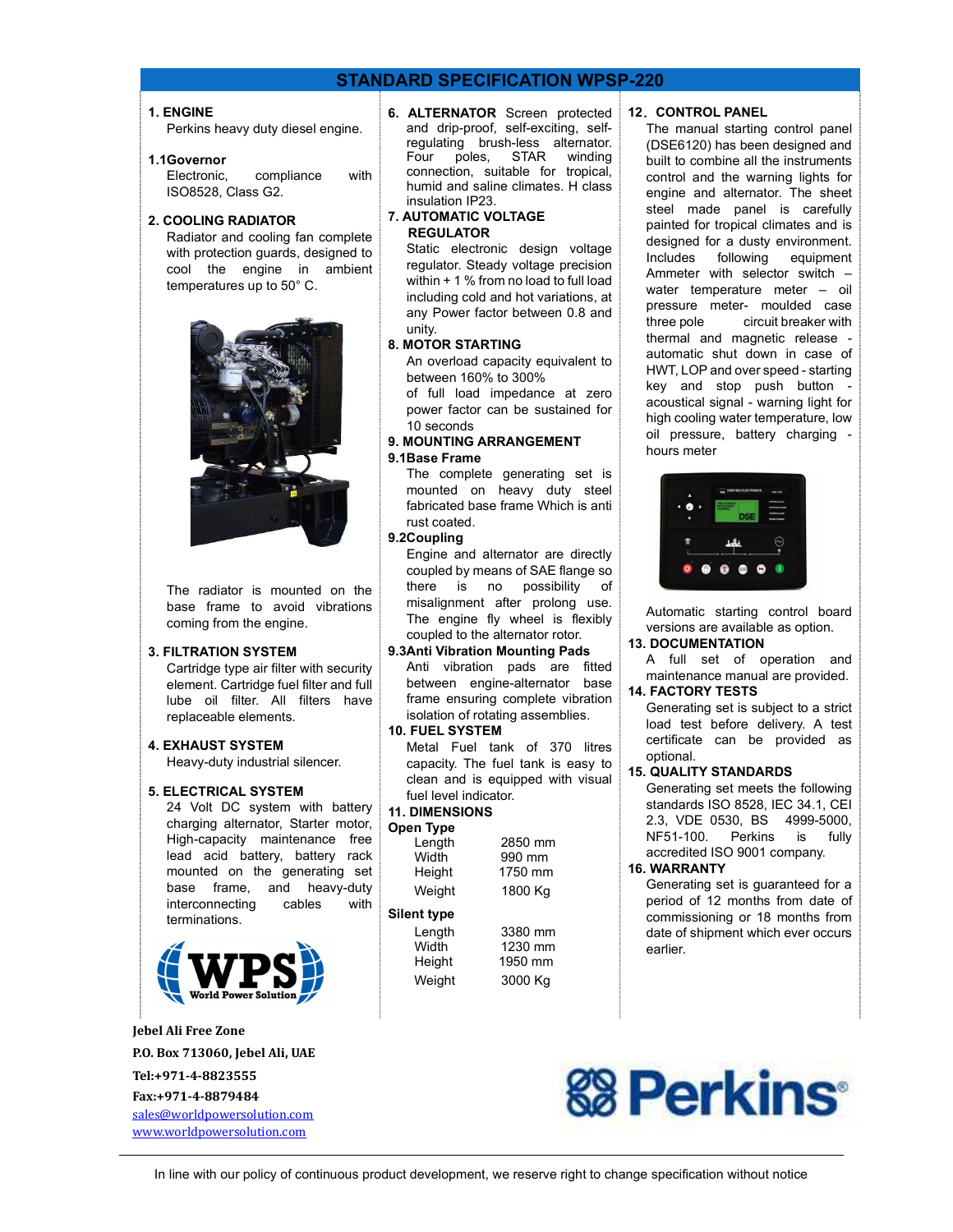# STANDARD SPECIFICATION WPSP-220

### 1. ENGINE

Perkins heavy duty diesel engine.

### 1.1Governor

Electronic, compliance with ISO8528, Class G2.

### 2. COOLING RADIATOR

Radiator and cooling fan complete with protection guards, designed to cool the engine in ambient temperatures up to 50° C.

The radiator is mounted on the base frame to avoid vibrations coming from the engine.

### 3. FILTRATION SYSTEM

Cartridge type air filter with security element. Cartridge fuel filter and full lube oil filter. All filters have replaceable elements.

### 4. EXHAUST SYSTEM

Heavy-duty industrial silencer.

### 5. ELECTRICAL SYSTEM

24 Volt DC system with battery charging alternator, Starter motor, High-capacity maintenance free lead acid battery, battery rack mounted on the generating set base frame, and heavy-duty interconnecting cables with terminations.

### 6. ALTERNATOR

Screen protected and drip-proof, self-exciting, self-regulating brush-less alternator. Four poles, STAR winding connection, suitable for tropical, humid and saline climates. H class insulation IP23.

### 7. AUTOMATIC VOLTAGE REGULATOR

Static electronic design voltage regulator. Steady voltage precision within + 1 % from no load to full load including cold and hot variations, at any Power factor between 0.8 and unity.

### 8. MOTOR STARTING

An overload capacity equivalent to between 160% to 300% of full load impedance at zero power factor can be sustained for 10 seconds

### 9. MOUNTING ARRANGEMENT

### 9.1Base Frame

The complete generating set is mounted on heavy duty steel fabricated base frame Which is anti rust coated.

### 9.2Coupling

Engine and alternator are directly coupled by means of SAE flange so there is no possibility of misalignment after prolong use. The engine fly wheel is flexibly coupled to the alternator rotor.

### 9.3Anti Vibration Mounting Pads

Anti vibration pads are fitted between engine-alternator base frame ensuring complete vibration isolation of rotating assemblies.

### 10. FUEL SYSTEM

Metal Fuel tank of 370 litres capacity. The fuel tank is easy to clean and is equipped with visual fuel level indicator.

### 11. DIMENSIONS

**Open Type**

| | |
|---|---|
| Length | 2850 mm |
| Width | 990 mm |
| Height | 1750 mm |
| Weight | 1800 Kg |

**Silent type**

| | |
|---|---|
| Length | 3380 mm |
| Width | 1230 mm |
| Height | 1950 mm |
| Weight | 3000 Kg |

### 12. CONTROL PANEL

The manual starting control panel (DSE6120) has been designed and built to combine all the instruments control and the warning lights for engine and alternator. The sheet steel made panel is carefully painted for tropical climates and is designed for a dusty environment. Includes following equipment Ammeter with selector switch – water temperature meter – oil pressure meter- moulded case three pole circuit breaker with thermal and magnetic release - automatic shut down in case of HWT, LOP and over speed - starting key and stop push button - acoustical signal - warning light for high cooling water temperature, low oil pressure, battery charging - hours meter

Automatic starting control board versions are available as option.

### 13. DOCUMENTATION

A full set of operation and maintenance manual are provided.

### 14. FACTORY TESTS

Generating set is subject to a strict load test before delivery. A test certificate can be provided as optional.

### 15. QUALITY STANDARDS

Generating set meets the following standards ISO 8528, IEC 34.1, CEI 2.3, VDE 0530, BS 4999-5000, NF51-100. Perkins is fully accredited ISO 9001 company.

### 16. WARRANTY

Generating set is guaranteed for a period of 12 months from date of commissioning or 18 months from date of shipment which ever occurs earlier.

WPS World Power Solution

**Jebel Ali Free Zone**
**P.O. Box 713060, Jebel Ali, UAE**
**Tel:+971-4-8823555**
**Fax:+971-4-8879484**
sales@worldpowersolution.com
www.worldpowersolution.com

Perkins

In line with our policy of continuous product development, we reserve right to change specification without notice